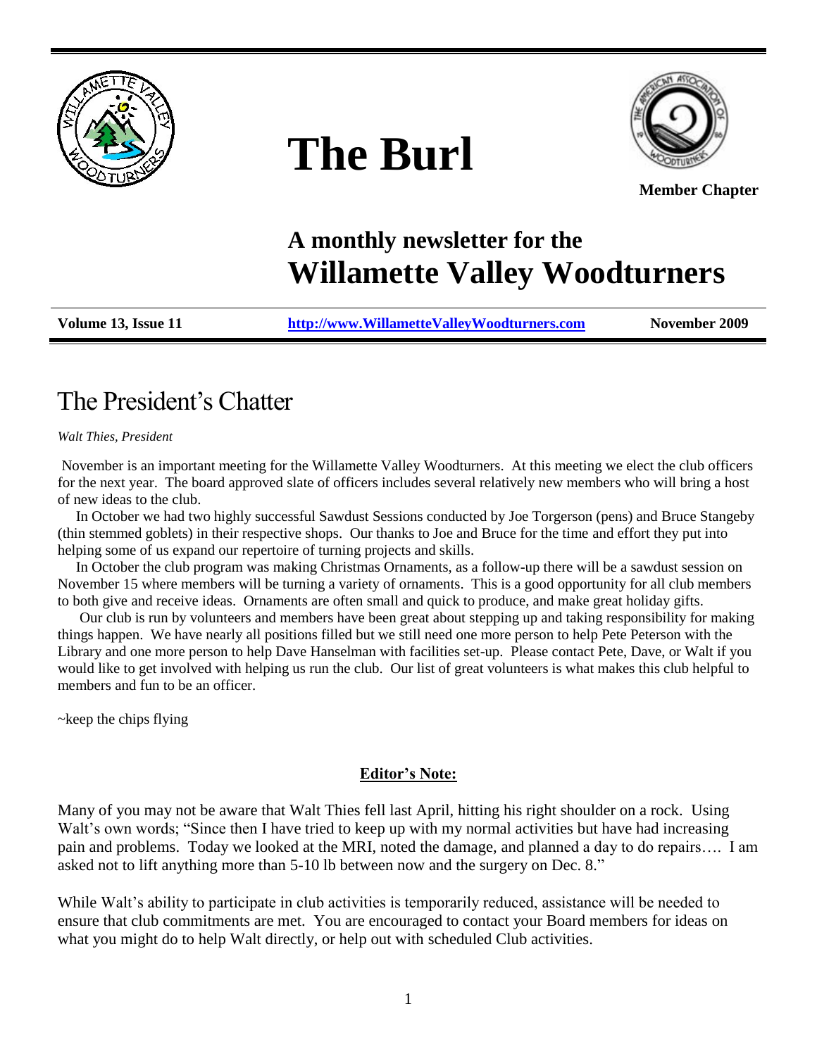# The Burl

**Member Chapter**

## A monthly newsletter for the
# Willamette Valley Woodturners

**Volume 13, Issue 11** | **http://www.WillametteValleyWoodturners.com** | **November 2009**

## The President's Chatter

*Walt Thies, President*

November is an important meeting for the Willamette Valley Woodturners. At this meeting we elect the club officers for the next year. The board approved slate of officers includes several relatively new members who will bring a host of new ideas to the club.

In October we had two highly successful Sawdust Sessions conducted by Joe Torgerson (pens) and Bruce Stangeby (thin stemmed goblets) in their respective shops. Our thanks to Joe and Bruce for the time and effort they put into helping some of us expand our repertoire of turning projects and skills.

In October the club program was making Christmas Ornaments, as a follow-up there will be a sawdust session on November 15 where members will be turning a variety of ornaments. This is a good opportunity for all club members to both give and receive ideas. Ornaments are often small and quick to produce, and make great holiday gifts.

Our club is run by volunteers and members have been great about stepping up and taking responsibility for making things happen. We have nearly all positions filled but we still need one more person to help Pete Peterson with the Library and one more person to help Dave Hanselman with facilities set-up. Please contact Pete, Dave, or Walt if you would like to get involved with helping us run the club. Our list of great volunteers is what makes this club helpful to members and fun to be an officer.

~keep the chips flying

**Editor's Note:**

Many of you may not be aware that Walt Thies fell last April, hitting his right shoulder on a rock. Using Walt's own words; "Since then I have tried to keep up with my normal activities but have had increasing pain and problems. Today we looked at the MRI, noted the damage, and planned a day to do repairs…. I am asked not to lift anything more than 5-10 lb between now and the surgery on Dec. 8."

While Walt's ability to participate in club activities is temporarily reduced, assistance will be needed to ensure that club commitments are met. You are encouraged to contact your Board members for ideas on what you might do to help Walt directly, or help out with scheduled Club activities.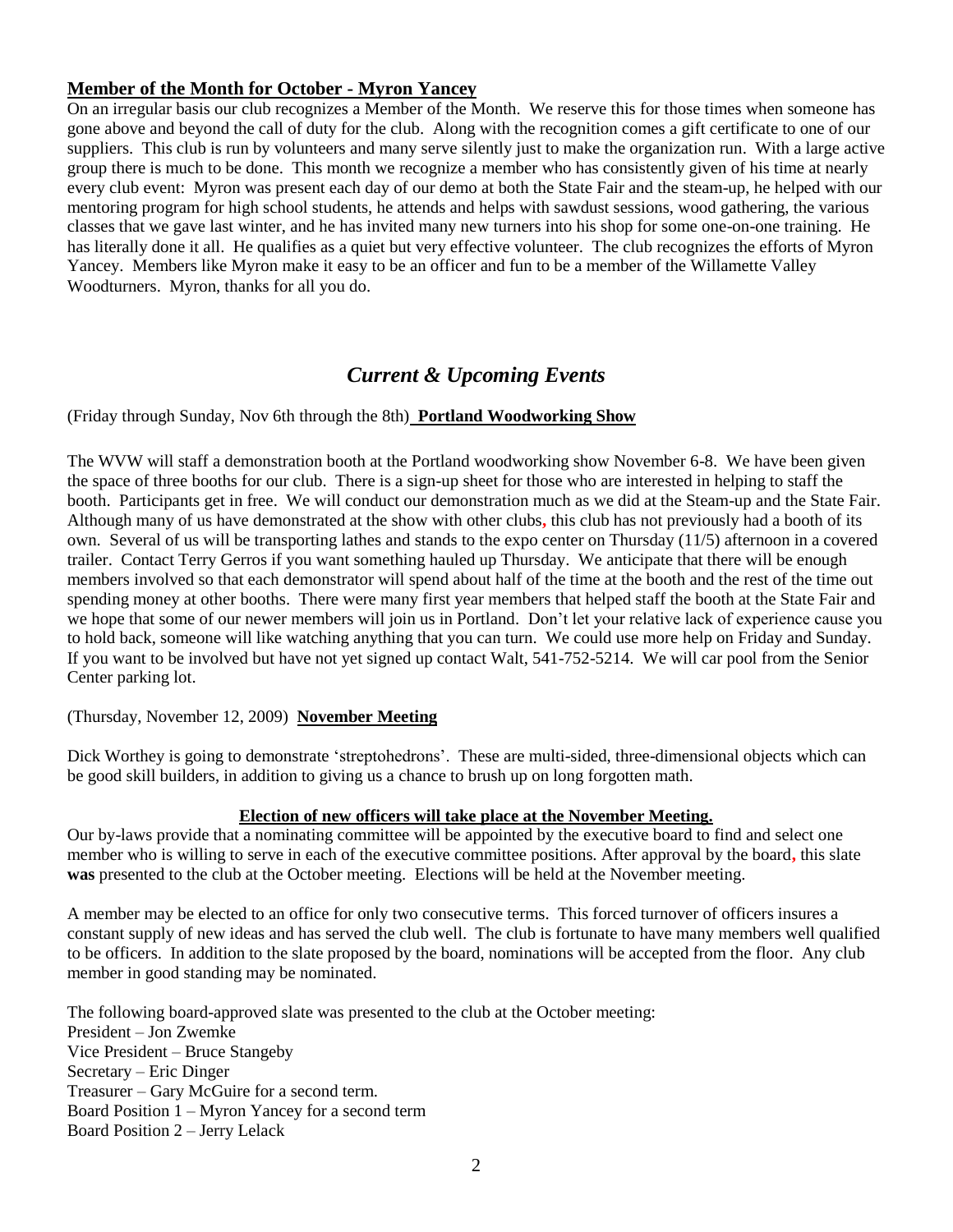## Member of the Month for October - Myron Yancey

On an irregular basis our club recognizes a Member of the Month. We reserve this for those times when someone has gone above and beyond the call of duty for the club. Along with the recognition comes a gift certificate to one of our suppliers. This club is run by volunteers and many serve silently just to make the organization run. With a large active group there is much to be done. This month we recognize a member who has consistently given of his time at nearly every club event: Myron was present each day of our demo at both the State Fair and the steam-up, he helped with our mentoring program for high school students, he attends and helps with sawdust sessions, wood gathering, the various classes that we gave last winter, and he has invited many new turners into his shop for some one-on-one training. He has literally done it all. He qualifies as a quiet but very effective volunteer. The club recognizes the efforts of Myron Yancey. Members like Myron make it easy to be an officer and fun to be a member of the Willamette Valley Woodturners. Myron, thanks for all you do.

# *Current & Upcoming Events*

(Friday through Sunday, Nov 6th through the 8th) **Portland Woodworking Show**

The WVW will staff a demonstration booth at the Portland woodworking show November 6-8. We have been given the space of three booths for our club. There is a sign-up sheet for those who are interested in helping to staff the booth. Participants get in free. We will conduct our demonstration much as we did at the Steam-up and the State Fair. Although many of us have demonstrated at the show with other clubs, this club has not previously had a booth of its own. Several of us will be transporting lathes and stands to the expo center on Thursday (11/5) afternoon in a covered trailer. Contact Terry Gerros if you want something hauled up Thursday. We anticipate that there will be enough members involved so that each demonstrator will spend about half of the time at the booth and the rest of the time out spending money at other booths. There were many first year members that helped staff the booth at the State Fair and we hope that some of our newer members will join us in Portland. Don't let your relative lack of experience cause you to hold back, someone will like watching anything that you can turn. We could use more help on Friday and Sunday. If you want to be involved but have not yet signed up contact Walt, 541-752-5214. We will car pool from the Senior Center parking lot.

(Thursday, November 12, 2009) **November Meeting**

Dick Worthey is going to demonstrate 'streptohedrons'. These are multi-sided, three-dimensional objects which can be good skill builders, in addition to giving us a chance to brush up on long forgotten math.

**Election of new officers will take place at the November Meeting.**

Our by-laws provide that a nominating committee will be appointed by the executive board to find and select one member who is willing to serve in each of the executive committee positions. After approval by the board, this slate **was** presented to the club at the October meeting. Elections will be held at the November meeting.

A member may be elected to an office for only two consecutive terms. This forced turnover of officers insures a constant supply of new ideas and has served the club well. The club is fortunate to have many members well qualified to be officers. In addition to the slate proposed by the board, nominations will be accepted from the floor. Any club member in good standing may be nominated.

The following board-approved slate was presented to the club at the October meeting:
President – Jon Zwemke
Vice President – Bruce Stangeby
Secretary – Eric Dinger
Treasurer – Gary McGuire for a second term.
Board Position 1 – Myron Yancey for a second term
Board Position 2 – Jerry Lelack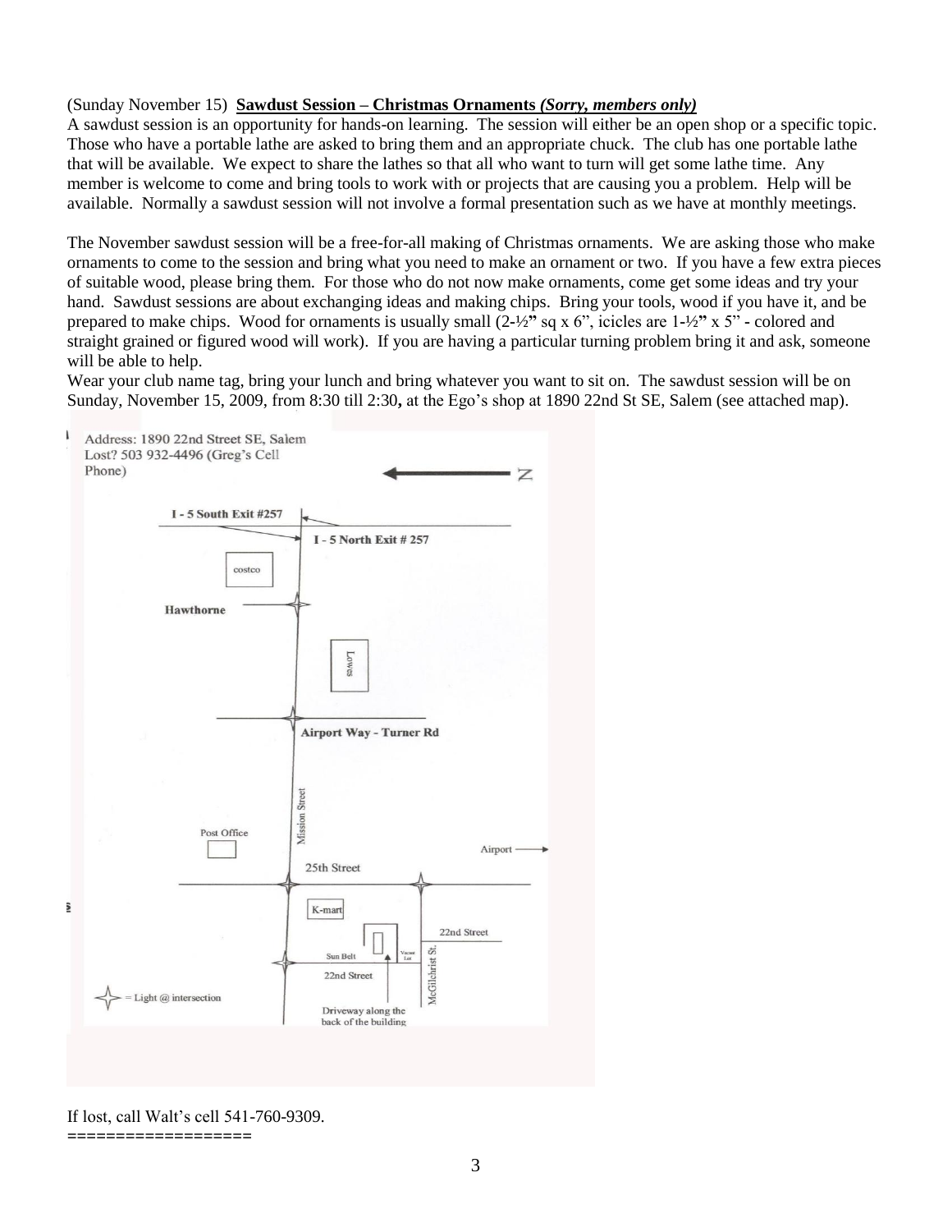(Sunday November 15) **Sawdust Session – Christmas Ornaments** ***(Sorry, members only)***

A sawdust session is an opportunity for hands-on learning. The session will either be an open shop or a specific topic. Those who have a portable lathe are asked to bring them and an appropriate chuck. The club has one portable lathe that will be available. We expect to share the lathes so that all who want to turn will get some lathe time. Any member is welcome to come and bring tools to work with or projects that are causing you a problem. Help will be available. Normally a sawdust session will not involve a formal presentation such as we have at monthly meetings.

The November sawdust session will be a free-for-all making of Christmas ornaments. We are asking those who make ornaments to come to the session and bring what you need to make an ornament or two. If you have a few extra pieces of suitable wood, please bring them. For those who do not now make ornaments, come get some ideas and try your hand. Sawdust sessions are about exchanging ideas and making chips. Bring your tools, wood if you have it, and be prepared to make chips. Wood for ornaments is usually small (2-½" sq x 6", icicles are 1-½" x 5" - colored and straight grained or figured wood will work). If you are having a particular turning problem bring it and ask, someone will be able to help.

Wear your club name tag, bring your lunch and bring whatever you want to sit on. The sawdust session will be on Sunday, November 15, 2009, from 8:30 till 2:30**,** at the Ego's shop at 1890 22nd St SE, Salem (see attached map).

Address: 1890 22nd Street SE, Salem
Lost? 503 932-4496 (Greg's Cell Phone)

N

I - 5 South Exit #257

I - 5 North Exit # 257

costco

Hawthorne

Lowes

Airport Way - Turner Rd

Mission Street

Post Office

Airport

25th Street

K-mart

22nd Street

Sun Belt

Vacant Lot

22nd Street

McGilchrist St.

= Light @ intersection

Driveway along the back of the building

If lost, call Walt's cell 541-760-9309.

==================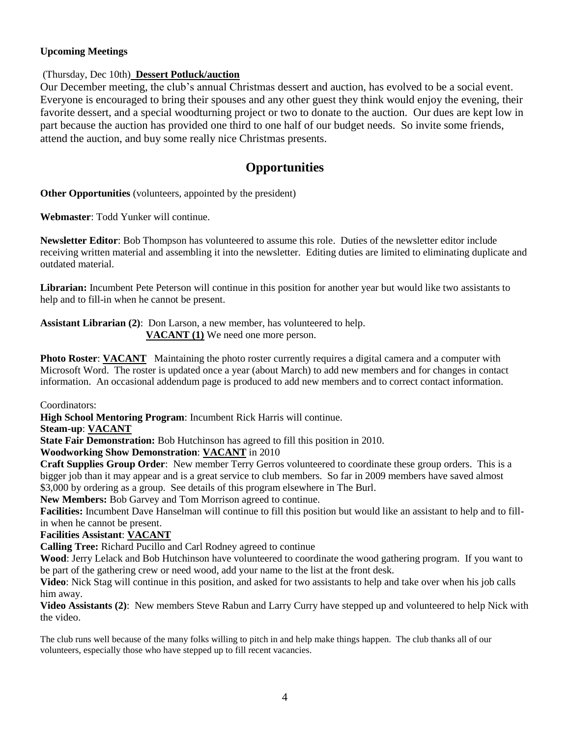**Upcoming Meetings**

(Thursday, Dec 10th) **Dessert Potluck/auction**

Our December meeting, the club's annual Christmas dessert and auction, has evolved to be a social event. Everyone is encouraged to bring their spouses and any other guest they think would enjoy the evening, their favorite dessert, and a special woodturning project or two to donate to the auction. Our dues are kept low in part because the auction has provided one third to one half of our budget needs. So invite some friends, attend the auction, and buy some really nice Christmas presents.

## Opportunities

**Other Opportunities** (volunteers, appointed by the president)

**Webmaster**: Todd Yunker will continue.

**Newsletter Editor**: Bob Thompson has volunteered to assume this role. Duties of the newsletter editor include receiving written material and assembling it into the newsletter. Editing duties are limited to eliminating duplicate and outdated material.

**Librarian:** Incumbent Pete Peterson will continue in this position for another year but would like two assistants to help and to fill-in when he cannot be present.

**Assistant Librarian (2)**: Don Larson, a new member, has volunteered to help.
**VACANT (1)** We need one more person.

**Photo Roster**: **VACANT** Maintaining the photo roster currently requires a digital camera and a computer with Microsoft Word. The roster is updated once a year (about March) to add new members and for changes in contact information. An occasional addendum page is produced to add new members and to correct contact information.

Coordinators:

**High School Mentoring Program**: Incumbent Rick Harris will continue.

**Steam-up**: **VACANT**

**State Fair Demonstration:** Bob Hutchinson has agreed to fill this position in 2010.

**Woodworking Show Demonstration**: **VACANT** in 2010

**Craft Supplies Group Order**: New member Terry Gerros volunteered to coordinate these group orders. This is a bigger job than it may appear and is a great service to club members. So far in 2009 members have saved almost $3,000 by ordering as a group. See details of this program elsewhere in The Burl.

**New Members:** Bob Garvey and Tom Morrison agreed to continue.

**Facilities:** Incumbent Dave Hanselman will continue to fill this position but would like an assistant to help and to fill-in when he cannot be present.

**Facilities Assistant**: **VACANT**

**Calling Tree:** Richard Pucillo and Carl Rodney agreed to continue

**Wood**: Jerry Lelack and Bob Hutchinson have volunteered to coordinate the wood gathering program. If you want to be part of the gathering crew or need wood, add your name to the list at the front desk.

**Video**: Nick Stag will continue in this position, and asked for two assistants to help and take over when his job calls him away.

**Video Assistants (2)**: New members Steve Rabun and Larry Curry have stepped up and volunteered to help Nick with the video.

The club runs well because of the many folks willing to pitch in and help make things happen. The club thanks all of our volunteers, especially those who have stepped up to fill recent vacancies.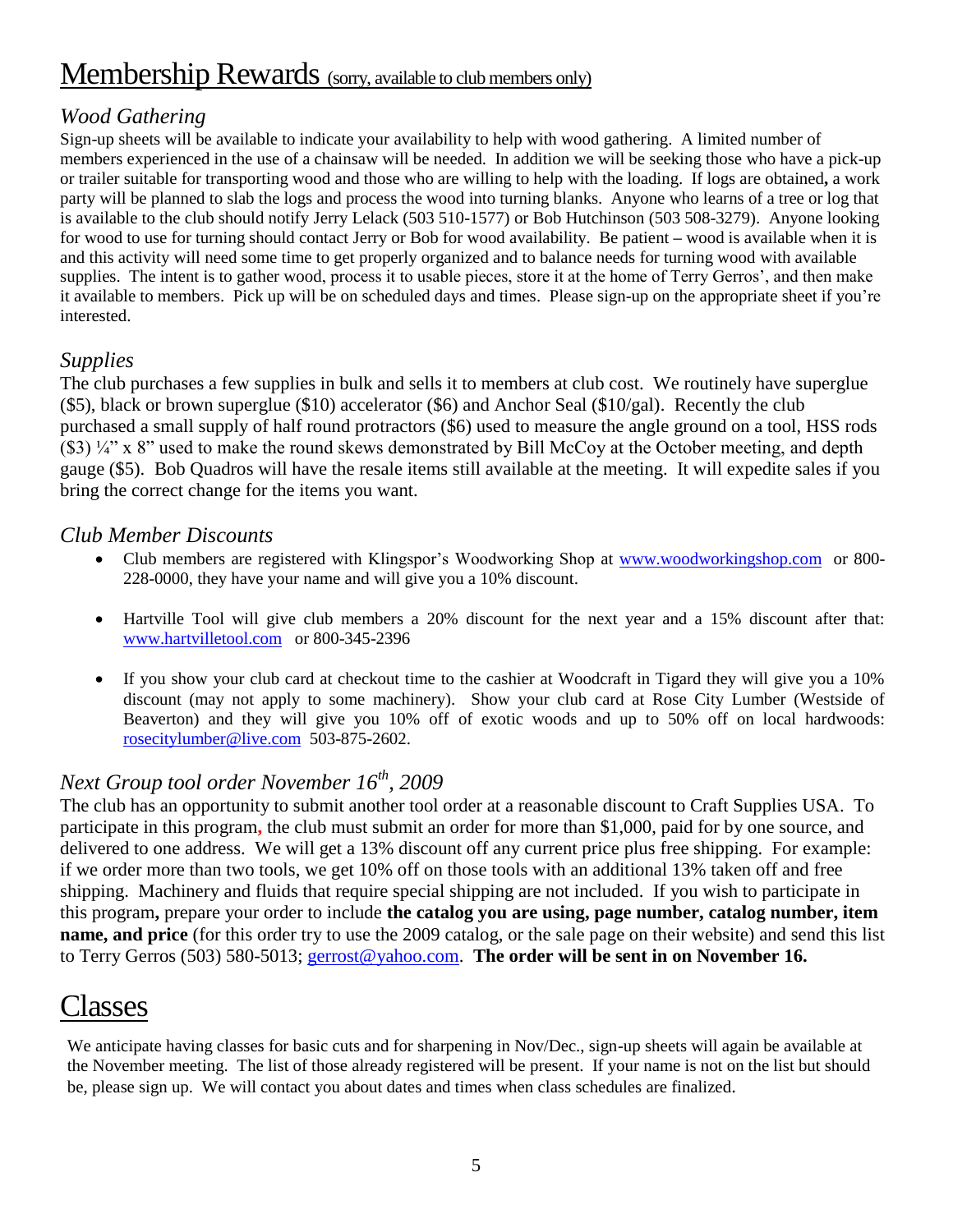# Membership Rewards (sorry, available to club members only)

## *Wood Gathering*

Sign-up sheets will be available to indicate your availability to help with wood gathering. A limited number of members experienced in the use of a chainsaw will be needed. In addition we will be seeking those who have a pick-up or trailer suitable for transporting wood and those who are willing to help with the loading. If logs are obtained**,** a work party will be planned to slab the logs and process the wood into turning blanks. Anyone who learns of a tree or log that is available to the club should notify Jerry Lelack (503 510-1577) or Bob Hutchinson (503 508-3279). Anyone looking for wood to use for turning should contact Jerry or Bob for wood availability. Be patient **–** wood is available when it is and this activity will need some time to get properly organized and to balance needs for turning wood with available supplies. The intent is to gather wood, process it to usable pieces, store it at the home of Terry Gerros', and then make it available to members. Pick up will be on scheduled days and times. Please sign-up on the appropriate sheet if you're interested.

## *Supplies*

The club purchases a few supplies in bulk and sells it to members at club cost. We routinely have superglue ($5), black or brown superglue ($10) accelerator ($6) and Anchor Seal ($10/gal). Recently the club purchased a small supply of half round protractors ($6) used to measure the angle ground on a tool, HSS rods ($3) ¼" x 8" used to make the round skews demonstrated by Bill McCoy at the October meeting, and depth gauge ($5). Bob Quadros will have the resale items still available at the meeting. It will expedite sales if you bring the correct change for the items you want.

## *Club Member Discounts*

- Club members are registered with Klingspor's Woodworking Shop at www.woodworkingshop.com or 800-228-0000, they have your name and will give you a 10% discount.
- Hartville Tool will give club members a 20% discount for the next year and a 15% discount after that: www.hartvilletool.com or 800-345-2396
- If you show your club card at checkout time to the cashier at Woodcraft in Tigard they will give you a 10% discount (may not apply to some machinery). Show your club card at Rose City Lumber (Westside of Beaverton) and they will give you 10% off of exotic woods and up to 50% off on local hardwoods: rosecitylumber@live.com 503-875-2602.

## *Next Group tool order November 16th, 2009*

The club has an opportunity to submit another tool order at a reasonable discount to Craft Supplies USA. To participate in this program, the club must submit an order for more than $1,000, paid for by one source, and delivered to one address. We will get a 13% discount off any current price plus free shipping. For example: if we order more than two tools, we get 10% off on those tools with an additional 13% taken off and free shipping. Machinery and fluids that require special shipping are not included. If you wish to participate in this program**,** prepare your order to include **the catalog you are using, page number, catalog number, item name, and price** (for this order try to use the 2009 catalog, or the sale page on their website) and send this list to Terry Gerros (503) 580-5013; gerrost@yahoo.com. **The order will be sent in on November 16.**

# Classes

We anticipate having classes for basic cuts and for sharpening in Nov/Dec., sign-up sheets will again be available at the November meeting. The list of those already registered will be present. If your name is not on the list but should be, please sign up. We will contact you about dates and times when class schedules are finalized.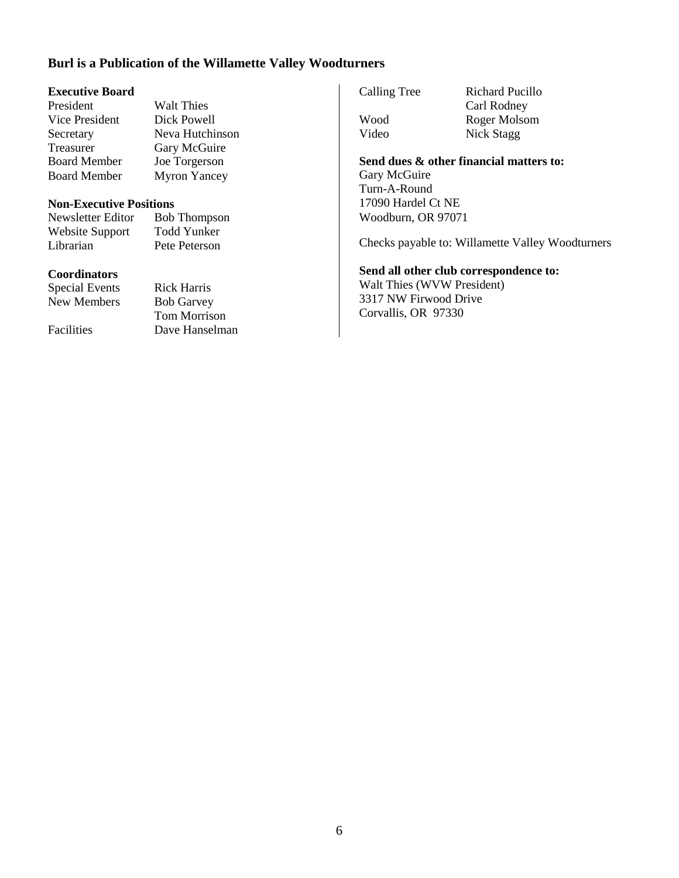## Burl is a Publication of the Willamette Valley Woodturners

**Executive Board**

| | |
|---|---|
| President | Walt Thies |
| Vice President | Dick Powell |
| Secretary | Neva Hutchinson |
| Treasurer | Gary McGuire |
| Board Member | Joe Torgerson |
| Board Member | Myron Yancey |

**Non-Executive Positions**

| | |
|---|---|
| Newsletter Editor | Bob Thompson |
| Website Support | Todd Yunker |
| Librarian | Pete Peterson |

**Coordinators**

| | |
|---|---|
| Special Events | Rick Harris |
| New Members | Bob Garvey |
| | Tom Morrison |
| Facilities | Dave Hanselman |
| Calling Tree | Richard Pucillo |
| | Carl Rodney |
| Wood | Roger Molsom |
| Video | Nick Stagg |

**Send dues & other financial matters to:**

Gary McGuire
Turn-A-Round
17090 Hardel Ct NE
Woodburn, OR 97071

Checks payable to: Willamette Valley Woodturners

**Send all other club correspondence to:**

Walt Thies (WVW President)
3317 NW Firwood Drive
Corvallis, OR 97330